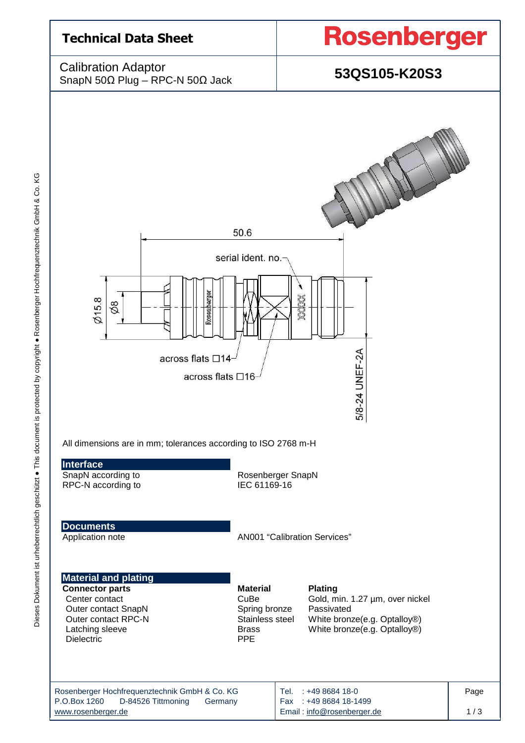# Technical Data Sheet

**Rosenberger**

Calibration Adaptor
SnapN 50Ω Plug – RPC-N 50Ω Jack

**53QS105-K20S3**

50.6

serial ident. no.

Ø15.8

Ø8

across flats □14

across flats □16

5/8-24 UNEF-2A

All dimensions are in mm; tolerances according to ISO 2768 m-H

## Interface

| | |
|---|---|
| SnapN according to | Rosenberger SnapN |
| RPC-N according to | IEC 61169-16 |

## Documents

| | |
|---|---|
| Application note | AN001 "Calibration Services" |

## Material and plating

| Connector parts | Material | Plating |
|---|---|---|
| Center contact | CuBe | Gold, min. 1.27 µm, over nickel |
| Outer contact SnapN | Spring bronze | Passivated |
| Outer contact RPC-N | Stainless steel | White bronze(e.g. Optalloy®) |
| Latching sleeve | Brass | White bronze(e.g. Optalloy®) |
| Dielectric | PPE | |

Rosenberger Hochfrequenztechnik GmbH & Co. KG
P.O.Box 1260 D-84526 Tittmoning Germany
www.rosenberger.de

Tel. : +49 8684 18-0
Fax : +49 8684 18-1499
Email : info@rosenberger.de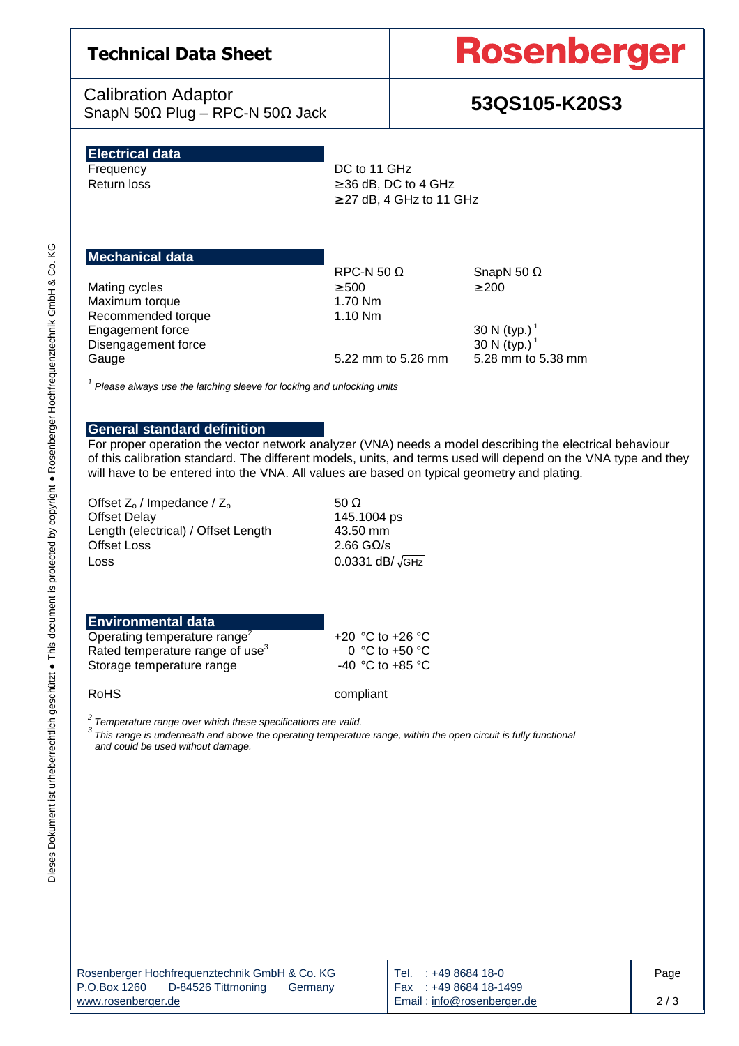# Technical Data Sheet

**Rosenberger**

Calibration Adaptor
SnapN 50Ω Plug – RPC-N 50Ω Jack

**53QS105-K20S3**

## Electrical data

| | |
|---|---|
| Frequency | DC to 11 GHz |
| Return loss | ≥36 dB, DC to 4 GHz<br>≥27 dB, 4 GHz to 11 GHz |

## Mechanical data

| | RPC-N 50 Ω | SnapN 50 Ω |
|---|---|---|
| Mating cycles | ≥500 | ≥200 |
| Maximum torque | 1.70 Nm | |
| Recommended torque | 1.10 Nm | |
| Engagement force | | 30 N (typ.)[1] |
| Disengagement force | | 30 N (typ.)[1] |
| Gauge | 5.22 mm to 5.26 mm | 5.28 mm to 5.38 mm |

[1] *Please always use the latching sleeve for locking and unlocking units*

## General standard definition

For proper operation the vector network analyzer (VNA) needs a model describing the electrical behaviour of this calibration standard. The different models, units, and terms used will depend on the VNA type and they will have to be entered into the VNA. All values are based on typical geometry and plating.

| | |
|---|---|
| Offset $Z_o$ / Impedance / $Z_o$ | 50 Ω |
| Offset Delay | 145.1004 ps |
| Length (electrical) / Offset Length | 43.50 mm |
| Offset Loss | 2.66 GΩ/s |
| Loss | 0.0331 dB/$\sqrt{\text{GHz}}$ |

## Environmental data

| | |
|---|---|
| Operating temperature range[2] | +20 °C to +26 °C |
| Rated temperature range of use[3] | 0 °C to +50 °C |
| Storage temperature range | -40 °C to +85 °C |
| RoHS | compliant |

[2] *Temperature range over which these specifications are valid.*

[3] *This range is underneath and above the operating temperature range, within the open circuit is fully functional and could be used without damage.*

Rosenberger Hochfrequenztechnik GmbH & Co. KG
P.O.Box 1260 D-84526 Tittmoning Germany
www.rosenberger.de

Tel. : +49 8684 18-0
Fax : +49 8684 18-1499
Email : info@rosenberger.de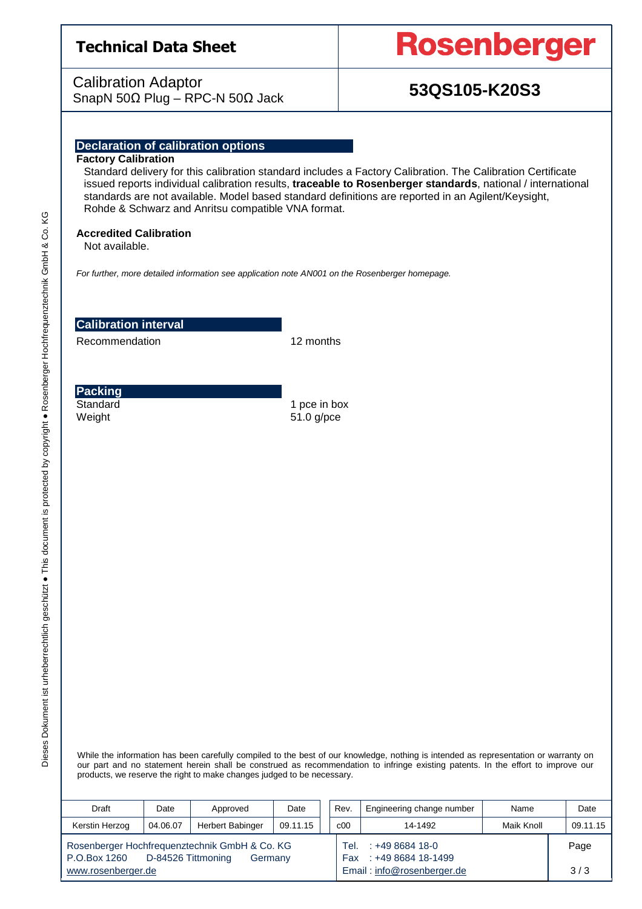## Declaration of calibration options

**Factory Calibration**

Standard delivery for this calibration standard includes a Factory Calibration. The Calibration Certificate issued reports individual calibration results, **traceable to Rosenberger standards**, national / international standards are not available. Model based standard definitions are reported in an Agilent/Keysight, Rohde & Schwarz and Anritsu compatible VNA format.

**Accredited Calibration**

Not available.

*For further, more detailed information see application note AN001 on the Rosenberger homepage.*

## Calibration interval

| | |
|---|---|
| Recommendation | 12 months |

## Packing

| | |
|---|---|
| Standard | 1 pce in box |
| Weight | 51.0 g/pce |

While the information has been carefully compiled to the best of our knowledge, nothing is intended as representation or warranty on our part and no statement herein shall be construed as recommendation to infringe existing patents. In the effort to improve our products, we reserve the right to make changes judged to be necessary.

| Draft | Date | Approved | Date | Rev. | Engineering change number | Name | Date |
|---|---|---|---|---|---|---|---|
| Kerstin Herzog | 04.06.07 | Herbert Babinger | 09.11.15 | c00 | 14-1492 | Maik Knoll | 09.11.15 |

Rosenberger Hochfrequenztechnik GmbH & Co. KG
P.O.Box 1260 D-84526 Tittmoning Germany
www.rosenberger.de

Tel. : +49 8684 18-0
Fax : +49 8684 18-1499
Email : info@rosenberger.de